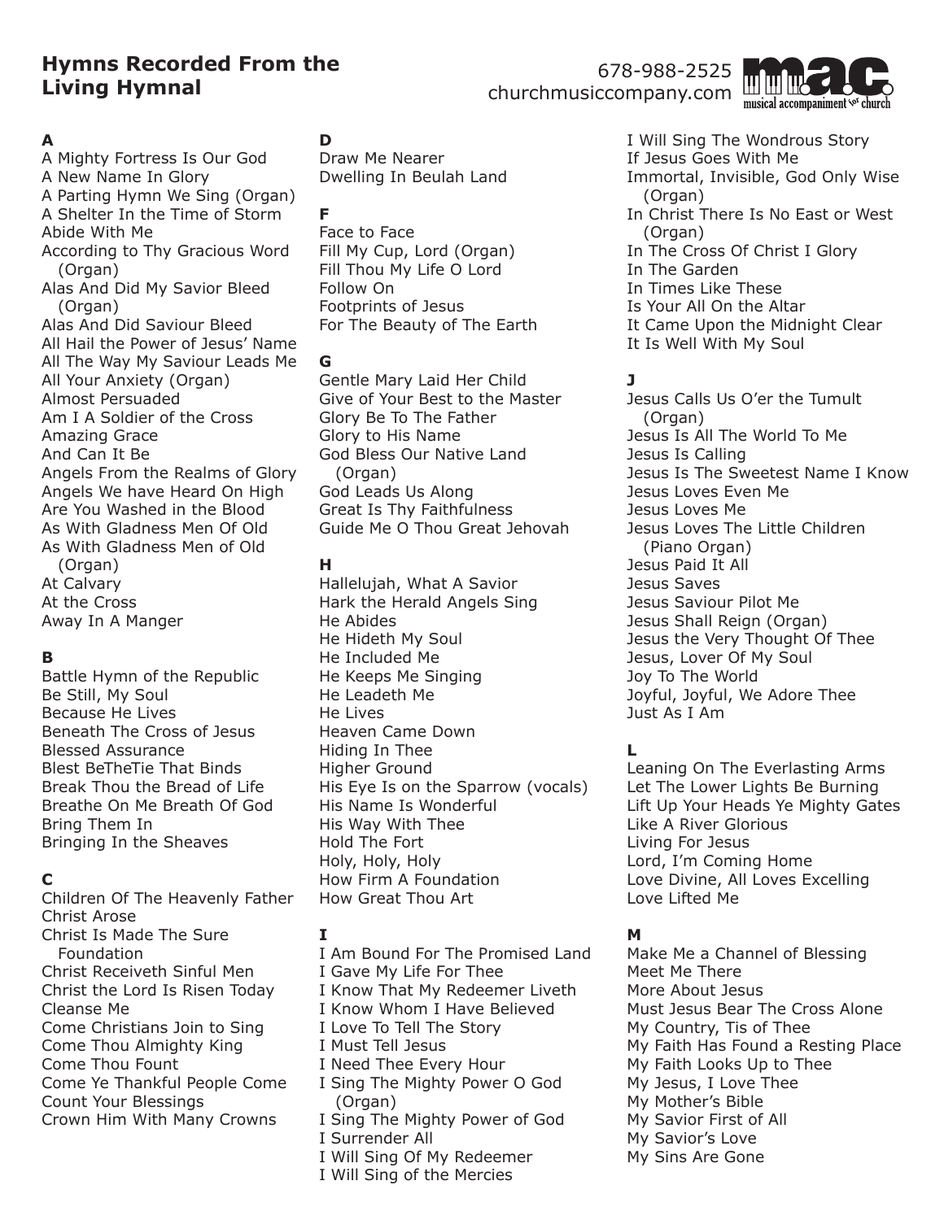# Hymns Recorded From the Living Hymnal

678-988-2525
churchmusiccompany.com

m.a.c. musical accompaniment for church

**A**

A Mighty Fortress Is Our God
A New Name In Glory
A Parting Hymn We Sing (Organ)
A Shelter In the Time of Storm
Abide With Me
According to Thy Gracious Word (Organ)
Alas And Did My Savior Bleed (Organ)
Alas And Did Saviour Bleed
All Hail the Power of Jesus' Name
All The Way My Saviour Leads Me
All Your Anxiety (Organ)
Almost Persuaded
Am I A Soldier of the Cross
Amazing Grace
And Can It Be
Angels From the Realms of Glory
Angels We have Heard On High
Are You Washed in the Blood
As With Gladness Men Of Old
As With Gladness Men of Old (Organ)
At Calvary
At the Cross
Away In A Manger

**B**

Battle Hymn of the Republic
Be Still, My Soul
Because He Lives
Beneath The Cross of Jesus
Blessed Assurance
Blest BeTheTie That Binds
Break Thou the Bread of Life
Breathe On Me Breath Of God
Bring Them In
Bringing In the Sheaves

**C**

Children Of The Heavenly Father
Christ Arose
Christ Is Made The Sure Foundation
Christ Receiveth Sinful Men
Christ the Lord Is Risen Today
Cleanse Me
Come Christians Join to Sing
Come Thou Almighty King
Come Thou Fount
Come Ye Thankful People Come
Count Your Blessings
Crown Him With Many Crowns

**D**

Draw Me Nearer
Dwelling In Beulah Land

**F**

Face to Face
Fill My Cup, Lord (Organ)
Fill Thou My Life O Lord
Follow On
Footprints of Jesus
For The Beauty of The Earth

**G**

Gentle Mary Laid Her Child
Give of Your Best to the Master
Glory Be To The Father
Glory to His Name
God Bless Our Native Land (Organ)
God Leads Us Along
Great Is Thy Faithfulness
Guide Me O Thou Great Jehovah

**H**

Hallelujah, What A Savior
Hark the Herald Angels Sing
He Abides
He Hideth My Soul
He Included Me
He Keeps Me Singing
He Leadeth Me
He Lives
Heaven Came Down
Hiding In Thee
Higher Ground
His Eye Is on the Sparrow (vocals)
His Name Is Wonderful
His Way With Thee
Hold The Fort
Holy, Holy, Holy
How Firm A Foundation
How Great Thou Art

**I**

I Am Bound For The Promised Land
I Gave My Life For Thee
I Know That My Redeemer Liveth
I Know Whom I Have Believed
I Love To Tell The Story
I Must Tell Jesus
I Need Thee Every Hour
I Sing The Mighty Power O God (Organ)
I Sing The Mighty Power of God
I Surrender All
I Will Sing Of My Redeemer
I Will Sing of the Mercies
I Will Sing The Wondrous Story
If Jesus Goes With Me
Immortal, Invisible, God Only Wise (Organ)
In Christ There Is No East or West (Organ)
In The Cross Of Christ I Glory
In The Garden
In Times Like These
Is Your All On the Altar
It Came Upon the Midnight Clear
It Is Well With My Soul

**J**

Jesus Calls Us O'er the Tumult (Organ)
Jesus Is All The World To Me
Jesus Is Calling
Jesus Is The Sweetest Name I Know
Jesus Loves Even Me
Jesus Loves Me
Jesus Loves The Little Children (Piano Organ)
Jesus Paid It All
Jesus Saves
Jesus Saviour Pilot Me
Jesus Shall Reign (Organ)
Jesus the Very Thought Of Thee
Jesus, Lover Of My Soul
Joy To The World
Joyful, Joyful, We Adore Thee
Just As I Am

**L**

Leaning On The Everlasting Arms
Let The Lower Lights Be Burning
Lift Up Your Heads Ye Mighty Gates
Like A River Glorious
Living For Jesus
Lord, I'm Coming Home
Love Divine, All Loves Excelling
Love Lifted Me

**M**

Make Me a Channel of Blessing
Meet Me There
More About Jesus
Must Jesus Bear The Cross Alone
My Country, Tis of Thee
My Faith Has Found a Resting Place
My Faith Looks Up to Thee
My Jesus, I Love Thee
My Mother's Bible
My Savior First of All
My Savior's Love
My Sins Are Gone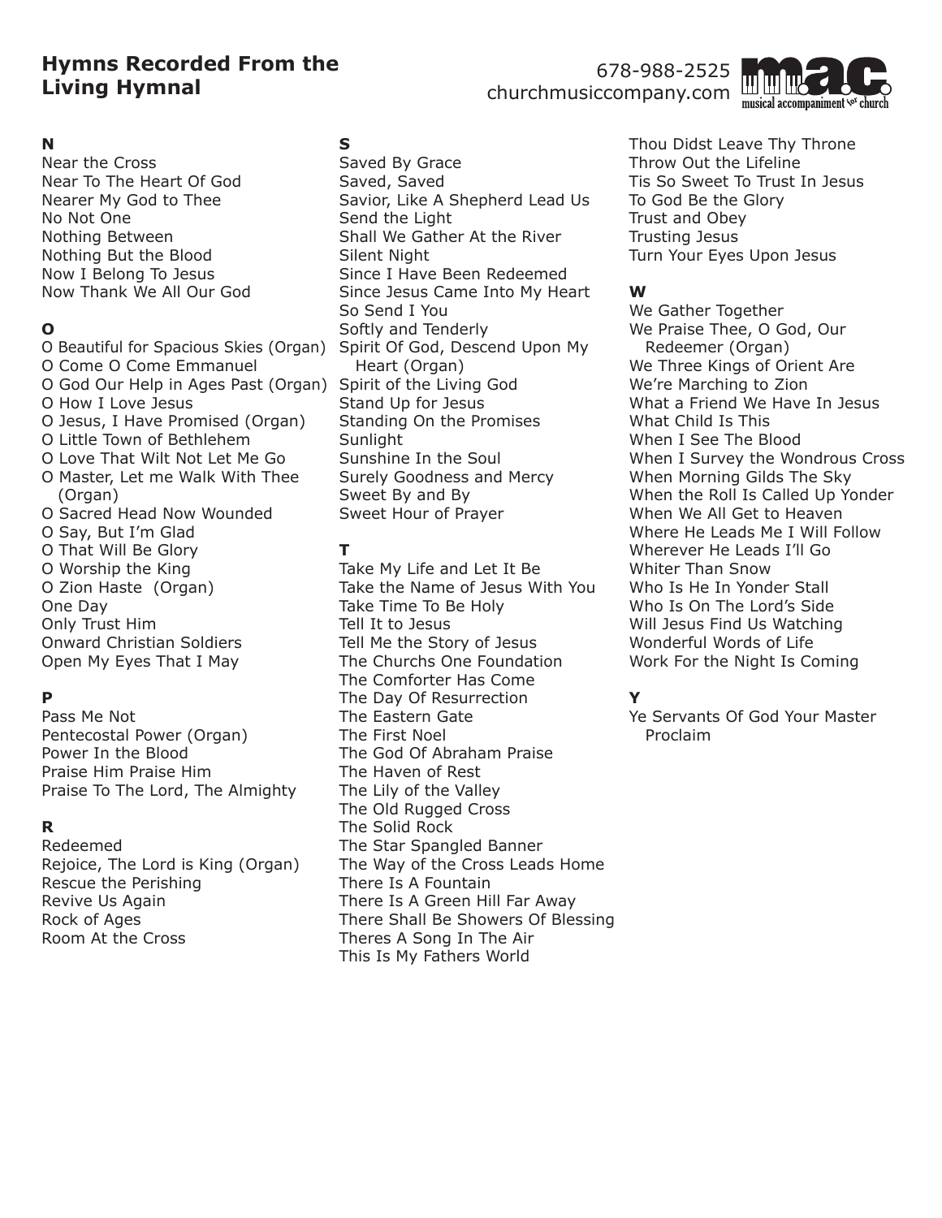## Hymns Recorded From the Living Hymnal

678-988-2525
churchmusiccompany.com

**N**

Near the Cross
Near To The Heart Of God
Nearer My God to Thee
No Not One
Nothing Between
Nothing But the Blood
Now I Belong To Jesus
Now Thank We All Our God

**O**

O Beautiful for Spacious Skies (Organ)
O Come O Come Emmanuel
O God Our Help in Ages Past (Organ)
O How I Love Jesus
O Jesus, I Have Promised (Organ)
O Little Town of Bethlehem
O Love That Wilt Not Let Me Go
O Master, Let me Walk With Thee (Organ)
O Sacred Head Now Wounded
O Say, But I'm Glad
O That Will Be Glory
O Worship the King
O Zion Haste (Organ)
One Day
Only Trust Him
Onward Christian Soldiers
Open My Eyes That I May

**P**

Pass Me Not
Pentecostal Power (Organ)
Power In the Blood
Praise Him Praise Him
Praise To The Lord, The Almighty

**R**

Redeemed
Rejoice, The Lord is King (Organ)
Rescue the Perishing
Revive Us Again
Rock of Ages
Room At the Cross

**S**

Saved By Grace
Saved, Saved
Savior, Like A Shepherd Lead Us
Send the Light
Shall We Gather At the River
Silent Night
Since I Have Been Redeemed
Since Jesus Came Into My Heart
So Send I You
Softly and Tenderly
Spirit Of God, Descend Upon My Heart (Organ)
Spirit of the Living God
Stand Up for Jesus
Standing On the Promises
Sunlight
Sunshine In the Soul
Surely Goodness and Mercy
Sweet By and By
Sweet Hour of Prayer

**T**

Take My Life and Let It Be
Take the Name of Jesus With You
Take Time To Be Holy
Tell It to Jesus
Tell Me the Story of Jesus
The Churchs One Foundation
The Comforter Has Come
The Day Of Resurrection
The Eastern Gate
The First Noel
The God Of Abraham Praise
The Haven of Rest
The Lily of the Valley
The Old Rugged Cross
The Solid Rock
The Star Spangled Banner
The Way of the Cross Leads Home
There Is A Fountain
There Is A Green Hill Far Away
There Shall Be Showers Of Blessing
Theres A Song In The Air
This Is My Fathers World
Thou Didst Leave Thy Throne
Throw Out the Lifeline
Tis So Sweet To Trust In Jesus
To God Be the Glory
Trust and Obey
Trusting Jesus
Turn Your Eyes Upon Jesus

**W**

We Gather Together
We Praise Thee, O God, Our Redeemer (Organ)
We Three Kings of Orient Are
We're Marching to Zion
What a Friend We Have In Jesus
What Child Is This
When I See The Blood
When I Survey the Wondrous Cross
When Morning Gilds The Sky
When the Roll Is Called Up Yonder
When We All Get to Heaven
Where He Leads Me I Will Follow
Wherever He Leads I'll Go
Whiter Than Snow
Who Is He In Yonder Stall
Who Is On The Lord's Side
Will Jesus Find Us Watching
Wonderful Words of Life
Work For the Night Is Coming

**Y**

Ye Servants Of God Your Master Proclaim